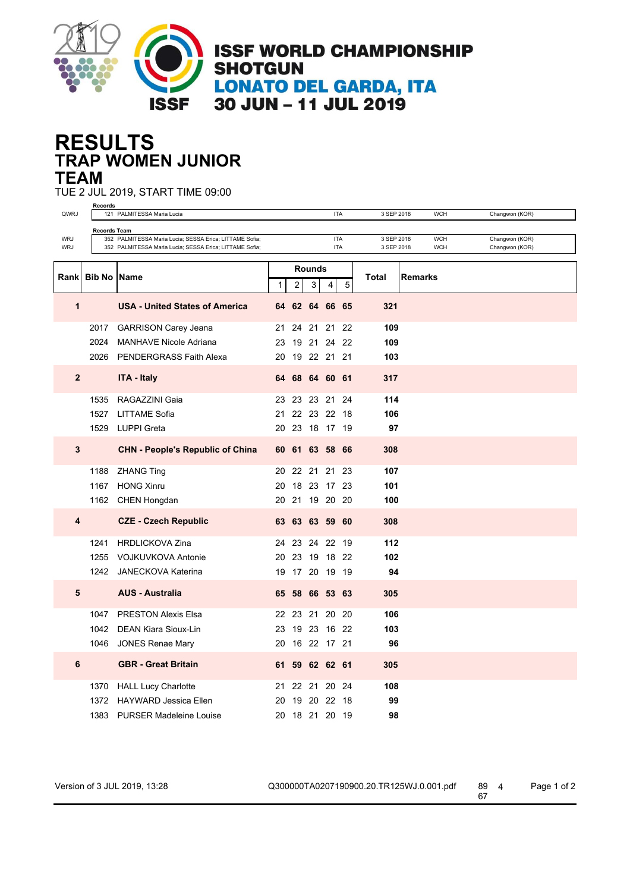# ISSF WORLD CHAMPIONSHIP SHOTGUN

## LONATO DEL GARDA, ITA

## 30 JUN – 11 JUL 2019

# RESULTS

## TRAP WOMEN JUNIOR

## TEAM

TUE 2 JUL 2019, START TIME 09:00

**Records**

| | | | | | |
|---|---|---|---|---|---|
| QWRJ | 121 PALMITESSA Maria Lucia | ITA | 3 SEP 2018 | WCH | Changwon (KOR) |

**Records Team**

| | | | | | |
|---|---|---|---|---|---|
| WRJ | 352 PALMITESSA Maria Lucia; SESSA Erica; LITTAME Sofia; | ITA | 3 SEP 2018 | WCH | Changwon (KOR) |
| WRJ | 352 PALMITESSA Maria Lucia; SESSA Erica; LITTAME Sofia; | ITA | 3 SEP 2018 | WCH | Changwon (KOR) |

| Rank | Bib No | Name | Rounds 1 | 2 | 3 | 4 | 5 | Total | Remarks |
|---|---|---|---|---|---|---|---|---|---|
| **1** | | **USA - United States of America** | **64** | **62** | **64** | **66** | **65** | **321** | |
| | 2017 | GARRISON Carey Jeana | 21 | 24 | 21 | 21 | 22 | **109** | |
| | 2024 | MANHAVE Nicole Adriana | 23 | 19 | 21 | 24 | 22 | **109** | |
| | 2026 | PENDERGRASS Faith Alexa | 20 | 19 | 22 | 21 | 21 | **103** | |
| **2** | | **ITA - Italy** | **64** | **68** | **64** | **60** | **61** | **317** | |
| | 1535 | RAGAZZINI Gaia | 23 | 23 | 23 | 21 | 24 | **114** | |
| | 1527 | LITTAME Sofia | 21 | 22 | 23 | 22 | 18 | **106** | |
| | 1529 | LUPPI Greta | 20 | 23 | 18 | 17 | 19 | **97** | |
| **3** | | **CHN - People's Republic of China** | **60** | **61** | **63** | **58** | **66** | **308** | |
| | 1188 | ZHANG Ting | 20 | 22 | 21 | 21 | 23 | **107** | |
| | 1167 | HONG Xinru | 20 | 18 | 23 | 17 | 23 | **101** | |
| | 1162 | CHEN Hongdan | 20 | 21 | 19 | 20 | 20 | **100** | |
| **4** | | **CZE - Czech Republic** | **63** | **63** | **63** | **59** | **60** | **308** | |
| | 1241 | HRDLICKOVA Zina | 24 | 23 | 24 | 22 | 19 | **112** | |
| | 1255 | VOJKUVKOVA Antonie | 20 | 23 | 19 | 18 | 22 | **102** | |
| | 1242 | JANECKOVA Katerina | 19 | 17 | 20 | 19 | 19 | **94** | |
| **5** | | **AUS - Australia** | **65** | **58** | **66** | **53** | **63** | **305** | |
| | 1047 | PRESTON Alexis Elsa | 22 | 23 | 21 | 20 | 20 | **106** | |
| | 1042 | DEAN Kiara Sioux-Lin | 23 | 19 | 23 | 16 | 22 | **103** | |
| | 1046 | JONES Renae Mary | 20 | 16 | 22 | 17 | 21 | **96** | |
| **6** | | **GBR - Great Britain** | **61** | **59** | **62** | **62** | **61** | **305** | |
| | 1370 | HALL Lucy Charlotte | 21 | 22 | 21 | 20 | 24 | **108** | |
| | 1372 | HAYWARD Jessica Ellen | 20 | 19 | 20 | 22 | 18 | **99** | |
| | 1383 | PURSER Madeleine Louise | 20 | 18 | 21 | 20 | 19 | **98** | |

Version of 3 JUL 2019, 13:28    Q300000TA0207190900.20.TR125WJ.0.001.pdf    89 67    4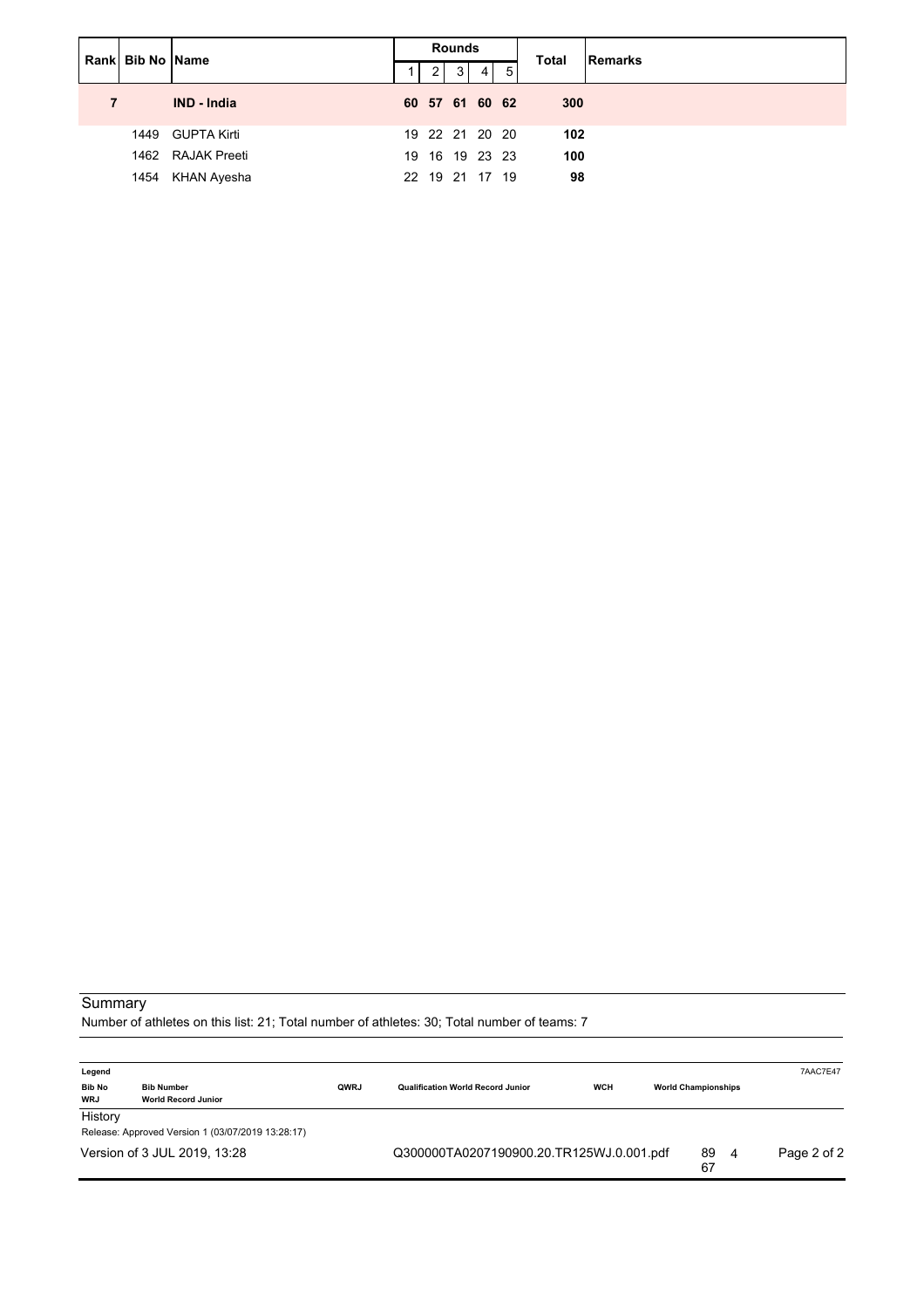| Rank | Bib No | Name | Rounds | | | | | Total | Remarks |
|---|---|---|---|---|---|---|---|---|---|
| | | | 1 | 2 | 3 | 4 | 5 | | |
| **7** | | **IND - India** | **60** | **57** | **61** | **60** | **62** | **300** | |
| | 1449 | GUPTA Kirti | 19 | 22 | 21 | 20 | 20 | **102** | |
| | 1462 | RAJAK Preeti | 19 | 16 | 19 | 23 | 23 | **100** | |
| | 1454 | KHAN Ayesha | 22 | 19 | 21 | 17 | 19 | **98** | |

## Summary

Number of athletes on this list: 21; Total number of athletes: 30; Total number of teams: 7

**Legend**

| | | | | | |
|---|---|---|---|---|---|
| **Bib No** | **Bib Number** | **QWRJ** | **Qualification World Record Junior** | **WCH** | **World Championships** |
| **WRJ** | **World Record Junior** | | | | |

7AAC7E47

History

Release: Approved Version 1 (03/07/2019 13:28:17)

Version of 3 JUL 2019, 13:28    Q300000TA0207190900.20.TR125WJ.0.001.pdf    89 67 4